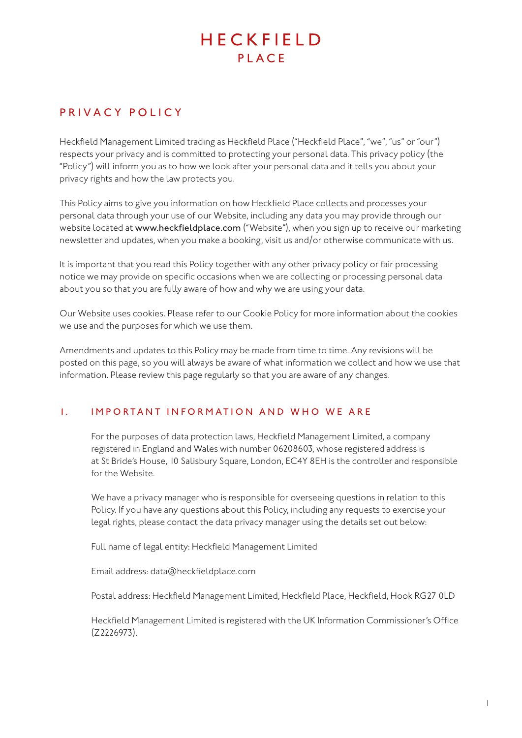# HECKFIELD PLACE

## PRIVACY POLICY

Heckfield Management Limited trading as Heckfield Place ("Heckfield Place", "we", "us" or "our") respects your privacy and is committed to protecting your personal data. This privacy policy (the "Policy") will inform you as to how we look after your personal data and it tells you about your privacy rights and how the law protects you.

This Policy aims to give you information on how Heckfield Place collects and processes your personal data through your use of our Website, including any data you may provide through our website located at **www.heckfieldplace.com** ("Website"), when you sign up to receive our marketing newsletter and updates, when you make a booking, visit us and/or otherwise communicate with us.

It is important that you read this Policy together with any other privacy policy or fair processing notice we may provide on specific occasions when we are collecting or processing personal data about you so that you are fully aware of how and why we are using your data.

Our Website uses cookies. Please refer to our Cookie Policy for more information about the cookies we use and the purposes for which we use them.

Amendments and updates to this Policy may be made from time to time. Any revisions will be posted on this page, so you will always be aware of what information we collect and how we use that information. Please review this page regularly so that you are aware of any changes.

### 1. IMPORTANT INFORMATION AND WHO WE ARE

For the purposes of data protection laws, Heckfield Management Limited, a company registered in England and Wales with number 06208603, whose registered address is at St Bride's House, 10 Salisbury Square, London, EC4Y 8EH is the controller and responsible for the Website.

We have a privacy manager who is responsible for overseeing questions in relation to this Policy. If you have any questions about this Policy, including any requests to exercise your legal rights, please contact the data privacy manager using the details set out below:

Full name of legal entity: Heckfield Management Limited

Email address: data@heckfieldplace.com

Postal address: Heckfield Management Limited, Heckfield Place, Heckfield, Hook RG27 0LD

Heckfield Management Limited is registered with the UK Information Commissioner's Office (Z2226973).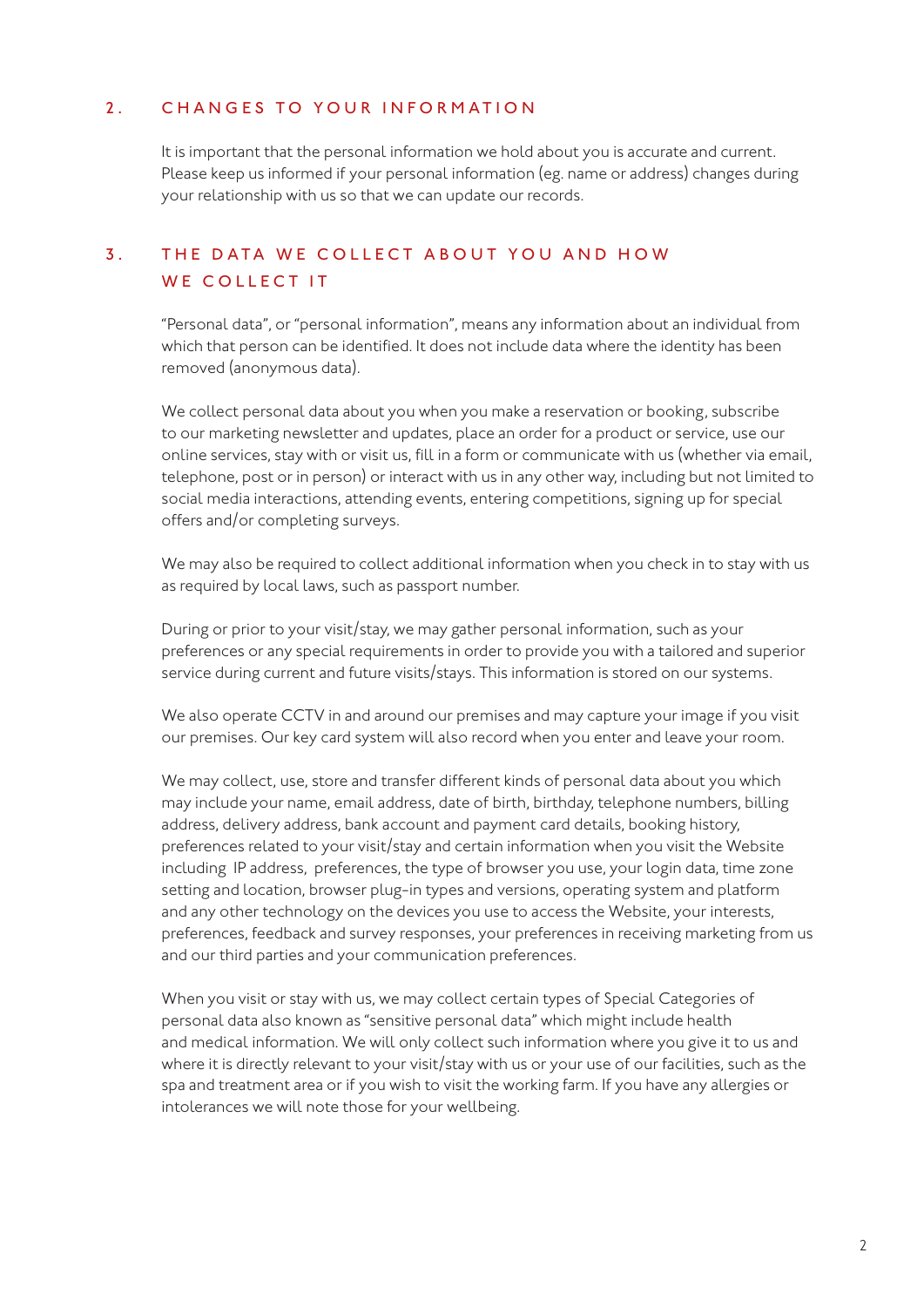## 2. CHANGES TO YOUR INFORMATION

It is important that the personal information we hold about you is accurate and current. Please keep us informed if your personal information (eg. name or address) changes during your relationship with us so that we can update our records.

## 3. THE DATA WE COLLECT ABOUT YOU AND HOW WE COLLECT IT

"Personal data", or "personal information", means any information about an individual from which that person can be identified. It does not include data where the identity has been removed (anonymous data).

We collect personal data about you when you make a reservation or booking, subscribe to our marketing newsletter and updates, place an order for a product or service, use our online services, stay with or visit us, fill in a form or communicate with us (whether via email, telephone, post or in person) or interact with us in any other way, including but not limited to social media interactions, attending events, entering competitions, signing up for special offers and/or completing surveys.

We may also be required to collect additional information when you check in to stay with us as required by local laws, such as passport number.

During or prior to your visit/stay, we may gather personal information, such as your preferences or any special requirements in order to provide you with a tailored and superior service during current and future visits/stays. This information is stored on our systems.

We also operate CCTV in and around our premises and may capture your image if you visit our premises. Our key card system will also record when you enter and leave your room.

We may collect, use, store and transfer different kinds of personal data about you which may include your name, email address, date of birth, birthday, telephone numbers, billing address, delivery address, bank account and payment card details, booking history, preferences related to your visit/stay and certain information when you visit the Website including IP address, preferences, the type of browser you use, your login data, time zone setting and location, browser plug-in types and versions, operating system and platform and any other technology on the devices you use to access the Website, your interests, preferences, feedback and survey responses, your preferences in receiving marketing from us and our third parties and your communication preferences.

When you visit or stay with us, we may collect certain types of Special Categories of personal data also known as "sensitive personal data" which might include health and medical information. We will only collect such information where you give it to us and where it is directly relevant to your visit/stay with us or your use of our facilities, such as the spa and treatment area or if you wish to visit the working farm. If you have any allergies or intolerances we will note those for your wellbeing.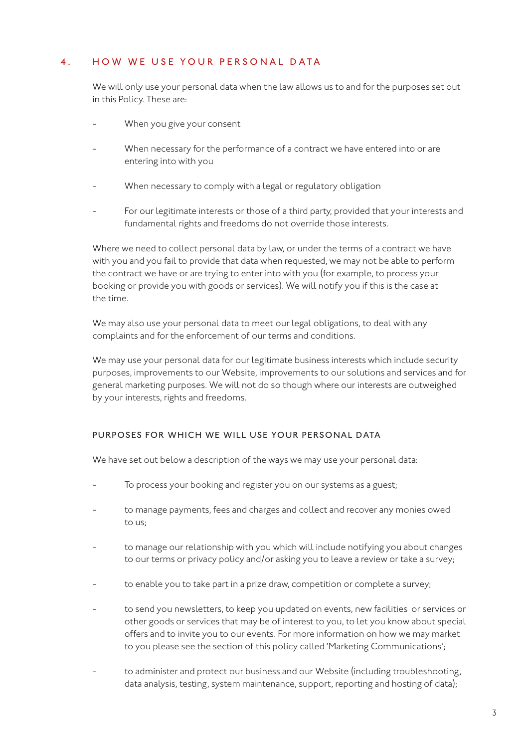## 4. HOW WE USE YOUR PERSONAL DATA

We will only use your personal data when the law allows us to and for the purposes set out in this Policy. These are:

- When you give your consent
- When necessary for the performance of a contract we have entered into or are entering into with you
- When necessary to comply with a legal or regulatory obligation
- For our legitimate interests or those of a third party, provided that your interests and fundamental rights and freedoms do not override those interests.

Where we need to collect personal data by law, or under the terms of a contract we have with you and you fail to provide that data when requested, we may not be able to perform the contract we have or are trying to enter into with you (for example, to process your booking or provide you with goods or services). We will notify you if this is the case at the time.

We may also use your personal data to meet our legal obligations, to deal with any complaints and for the enforcement of our terms and conditions.

We may use your personal data for our legitimate business interests which include security purposes, improvements to our Website, improvements to our solutions and services and for general marketing purposes. We will not do so though where our interests are outweighed by your interests, rights and freedoms.

### PURPOSES FOR WHICH WE WILL USE YOUR PERSONAL DATA

We have set out below a description of the ways we may use your personal data:

- To process your booking and register you on our systems as a guest;
- to manage payments, fees and charges and collect and recover any monies owed to us;
- to manage our relationship with you which will include notifying you about changes to our terms or privacy policy and/or asking you to leave a review or take a survey;
- to enable you to take part in a prize draw, competition or complete a survey;
- to send you newsletters, to keep you updated on events, new facilities or services or other goods or services that may be of interest to you, to let you know about special offers and to invite you to our events. For more information on how we may market to you please see the section of this policy called 'Marketing Communications';
- to administer and protect our business and our Website (including troubleshooting, data analysis, testing, system maintenance, support, reporting and hosting of data);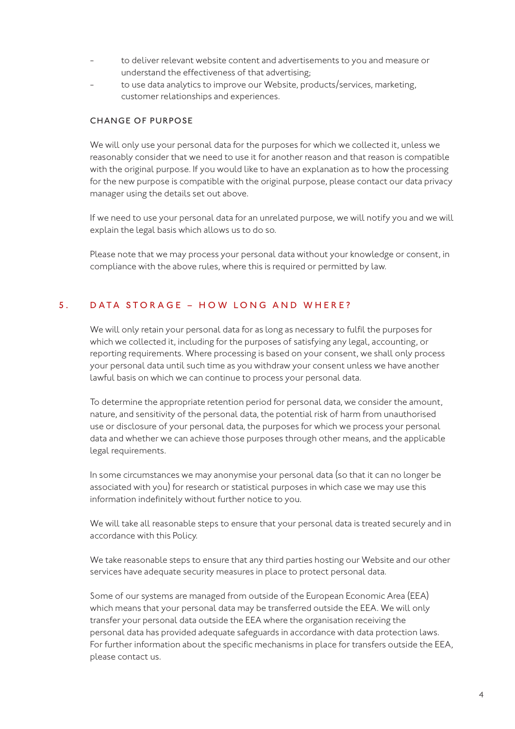- to deliver relevant website content and advertisements to you and measure or understand the effectiveness of that advertising;
- to use data analytics to improve our Website, products/services, marketing, customer relationships and experiences.

### CHANGE OF PURPOSE

We will only use your personal data for the purposes for which we collected it, unless we reasonably consider that we need to use it for another reason and that reason is compatible with the original purpose. If you would like to have an explanation as to how the processing for the new purpose is compatible with the original purpose, please contact our data privacy manager using the details set out above.

If we need to use your personal data for an unrelated purpose, we will notify you and we will explain the legal basis which allows us to do so.

Please note that we may process your personal data without your knowledge or consent, in compliance with the above rules, where this is required or permitted by law.

## 5. DATA STORAGE – HOW LONG AND WHERE?

We will only retain your personal data for as long as necessary to fulfil the purposes for which we collected it, including for the purposes of satisfying any legal, accounting, or reporting requirements. Where processing is based on your consent, we shall only process your personal data until such time as you withdraw your consent unless we have another lawful basis on which we can continue to process your personal data.

To determine the appropriate retention period for personal data, we consider the amount, nature, and sensitivity of the personal data, the potential risk of harm from unauthorised use or disclosure of your personal data, the purposes for which we process your personal data and whether we can achieve those purposes through other means, and the applicable legal requirements.

In some circumstances we may anonymise your personal data (so that it can no longer be associated with you) for research or statistical purposes in which case we may use this information indefinitely without further notice to you.

We will take all reasonable steps to ensure that your personal data is treated securely and in accordance with this Policy.

We take reasonable steps to ensure that any third parties hosting our Website and our other services have adequate security measures in place to protect personal data.

Some of our systems are managed from outside of the European Economic Area (EEA) which means that your personal data may be transferred outside the EEA. We will only transfer your personal data outside the EEA where the organisation receiving the personal data has provided adequate safeguards in accordance with data protection laws. For further information about the specific mechanisms in place for transfers outside the EEA, please contact us.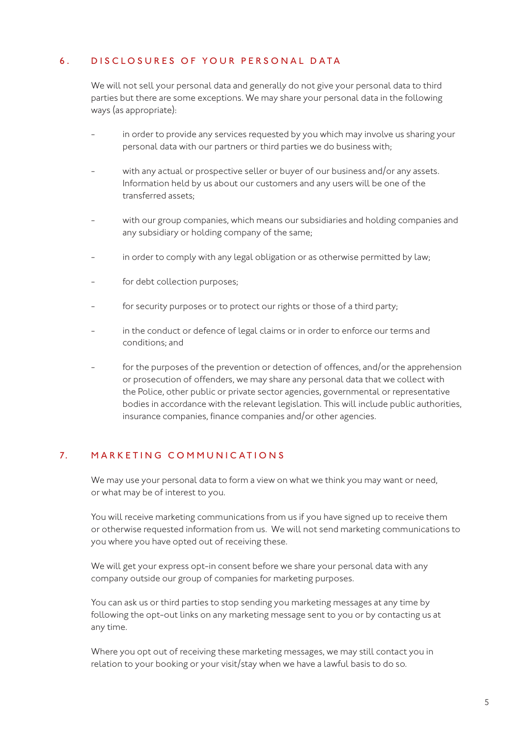## 6. DISCLOSURES OF YOUR PERSONAL DATA

We will not sell your personal data and generally do not give your personal data to third parties but there are some exceptions. We may share your personal data in the following ways (as appropriate):

- in order to provide any services requested by you which may involve us sharing your personal data with our partners or third parties we do business with;
- with any actual or prospective seller or buyer of our business and/or any assets. Information held by us about our customers and any users will be one of the transferred assets;
- with our group companies, which means our subsidiaries and holding companies and any subsidiary or holding company of the same;
- in order to comply with any legal obligation or as otherwise permitted by law;
- for debt collection purposes;
- for security purposes or to protect our rights or those of a third party;
- in the conduct or defence of legal claims or in order to enforce our terms and conditions; and
- for the purposes of the prevention or detection of offences, and/or the apprehension or prosecution of offenders, we may share any personal data that we collect with the Police, other public or private sector agencies, governmental or representative bodies in accordance with the relevant legislation. This will include public authorities, insurance companies, finance companies and/or other agencies.

## 7. MARKETING COMMUNICATIONS

We may use your personal data to form a view on what we think you may want or need, or what may be of interest to you.

You will receive marketing communications from us if you have signed up to receive them or otherwise requested information from us. We will not send marketing communications to you where you have opted out of receiving these.

We will get your express opt-in consent before we share your personal data with any company outside our group of companies for marketing purposes.

You can ask us or third parties to stop sending you marketing messages at any time by following the opt-out links on any marketing message sent to you or by contacting us at any time.

Where you opt out of receiving these marketing messages, we may still contact you in relation to your booking or your visit/stay when we have a lawful basis to do so.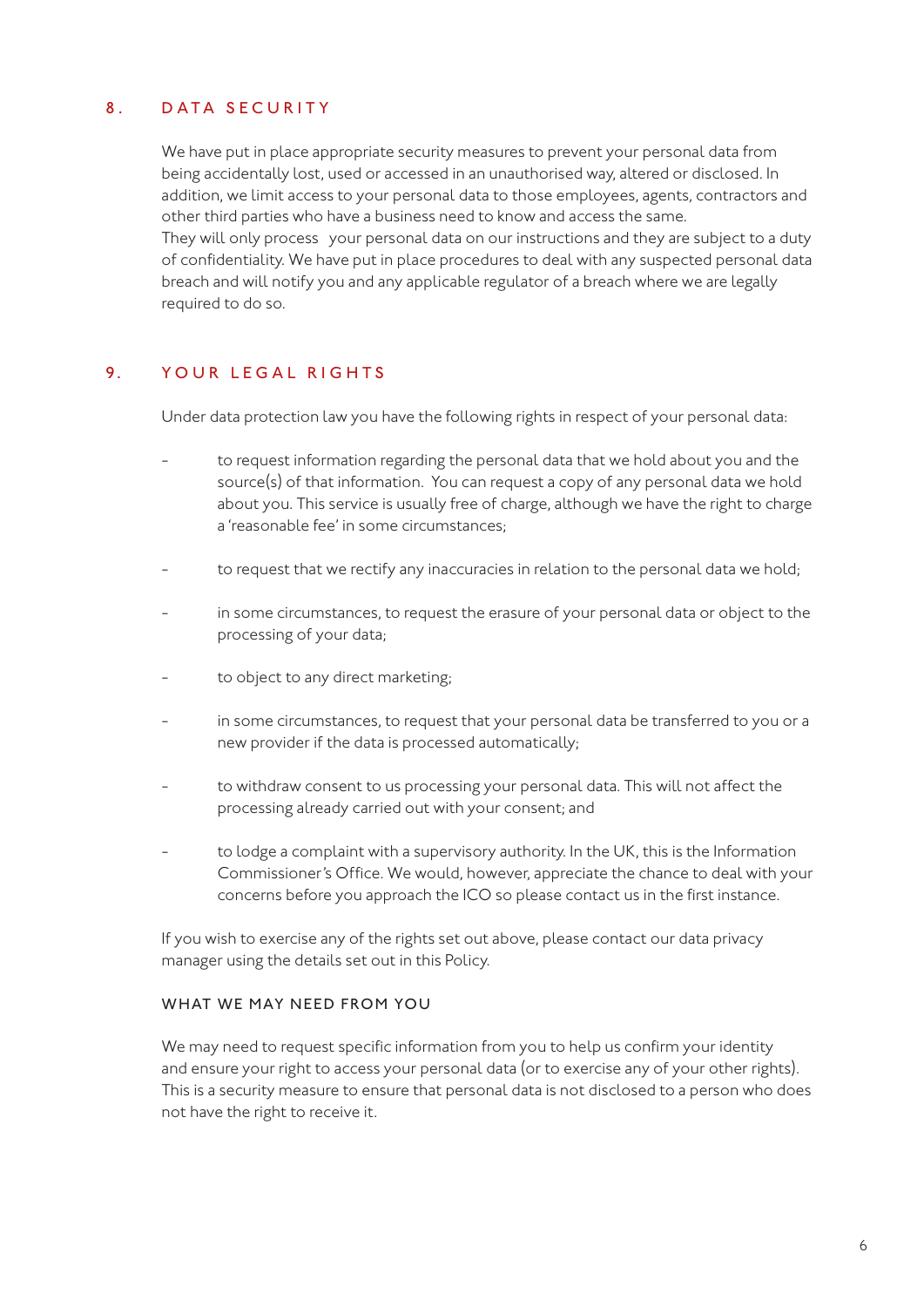## 8. DATA SECURITY

We have put in place appropriate security measures to prevent your personal data from being accidentally lost, used or accessed in an unauthorised way, altered or disclosed. In addition, we limit access to your personal data to those employees, agents, contractors and other third parties who have a business need to know and access the same.
They will only process your personal data on our instructions and they are subject to a duty of confidentiality. We have put in place procedures to deal with any suspected personal data breach and will notify you and any applicable regulator of a breach where we are legally required to do so.

## 9. YOUR LEGAL RIGHTS

Under data protection law you have the following rights in respect of your personal data:

- to request information regarding the personal data that we hold about you and the source(s) of that information. You can request a copy of any personal data we hold about you. This service is usually free of charge, although we have the right to charge a 'reasonable fee' in some circumstances;

- to request that we rectify any inaccuracies in relation to the personal data we hold;

- in some circumstances, to request the erasure of your personal data or object to the processing of your data;

- to object to any direct marketing;

- in some circumstances, to request that your personal data be transferred to you or a new provider if the data is processed automatically;

- to withdraw consent to us processing your personal data. This will not affect the processing already carried out with your consent; and

- to lodge a complaint with a supervisory authority. In the UK, this is the Information Commissioner's Office. We would, however, appreciate the chance to deal with your concerns before you approach the ICO so please contact us in the first instance.

If you wish to exercise any of the rights set out above, please contact our data privacy manager using the details set out in this Policy.

### WHAT WE MAY NEED FROM YOU

We may need to request specific information from you to help us confirm your identity and ensure your right to access your personal data (or to exercise any of your other rights). This is a security measure to ensure that personal data is not disclosed to a person who does not have the right to receive it.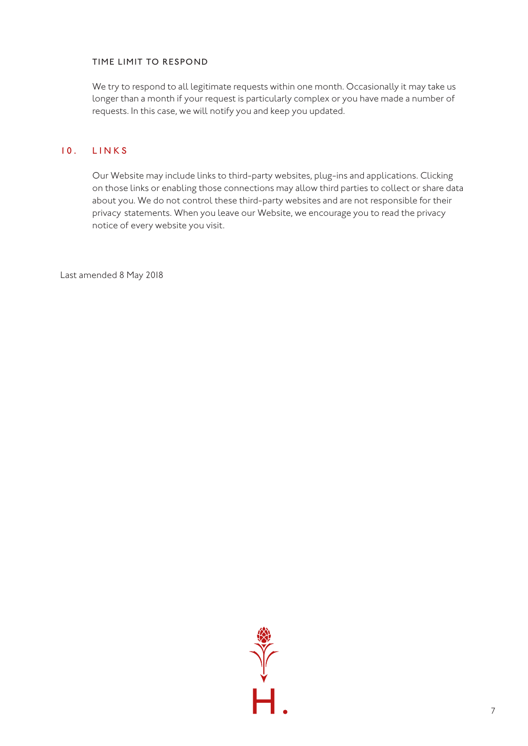### TIME LIMIT TO RESPOND

We try to respond to all legitimate requests within one month. Occasionally it may take us longer than a month if your request is particularly complex or you have made a number of requests. In this case, we will notify you and keep you updated.

## 10. LINKS

Our Website may include links to third-party websites, plug-ins and applications. Clicking on those links or enabling those connections may allow third parties to collect or share data about you. We do not control these third-party websites and are not responsible for their privacy statements. When you leave our Website, we encourage you to read the privacy notice of every website you visit.

Last amended 8 May 2018